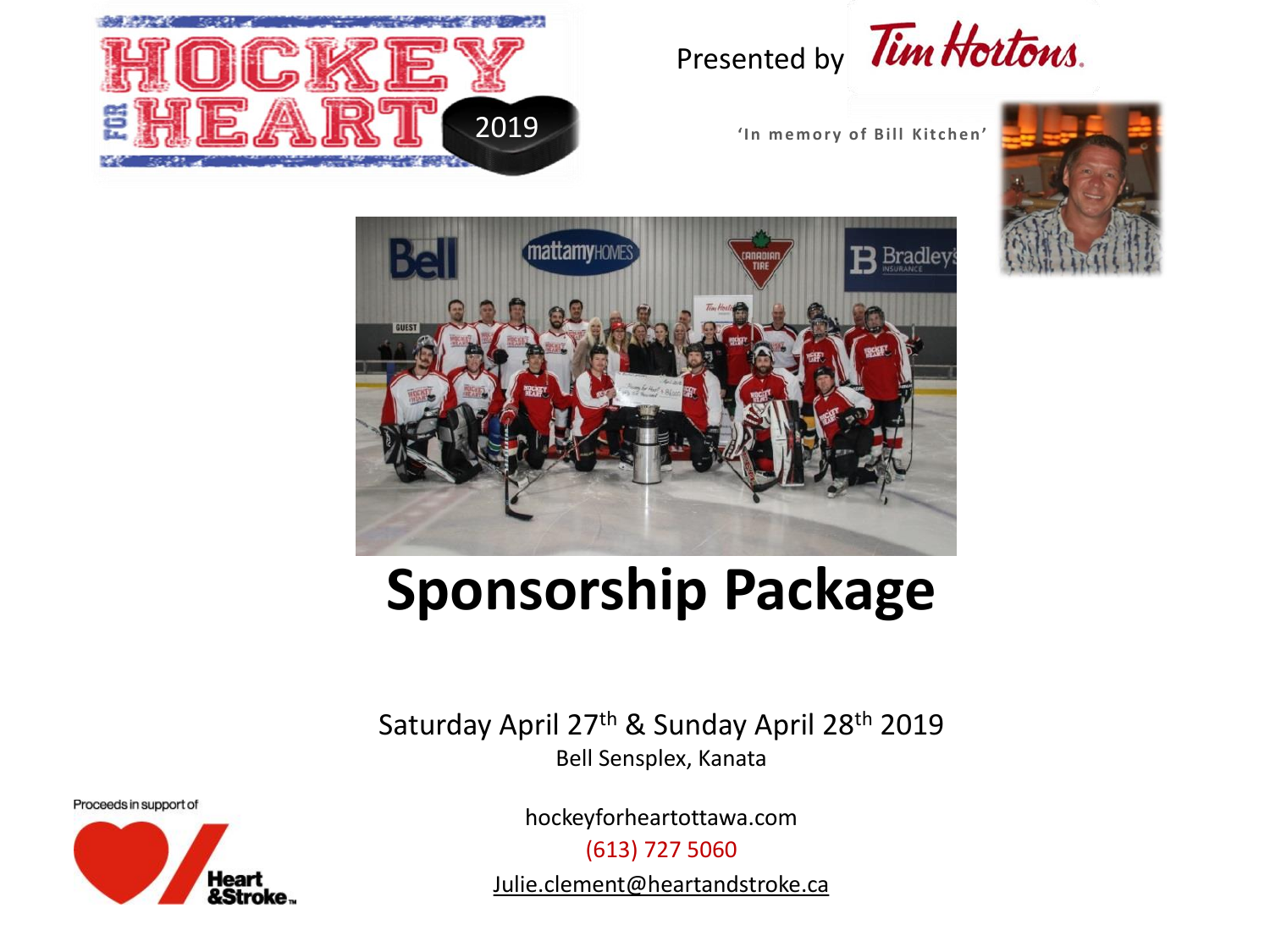# HOCKEY FOR HEART 2019

Presented by Tim Hortons

'In memory of Bill Kitchen'

# Sponsorship Package

Saturday April 27th & Sunday April 28th 2019

Bell Sensplex, Kanata

Proceeds in support of Heart & Stroke

hockeyforheartottawa.com

(613) 727 5060

Julie.clement@heartandstroke.ca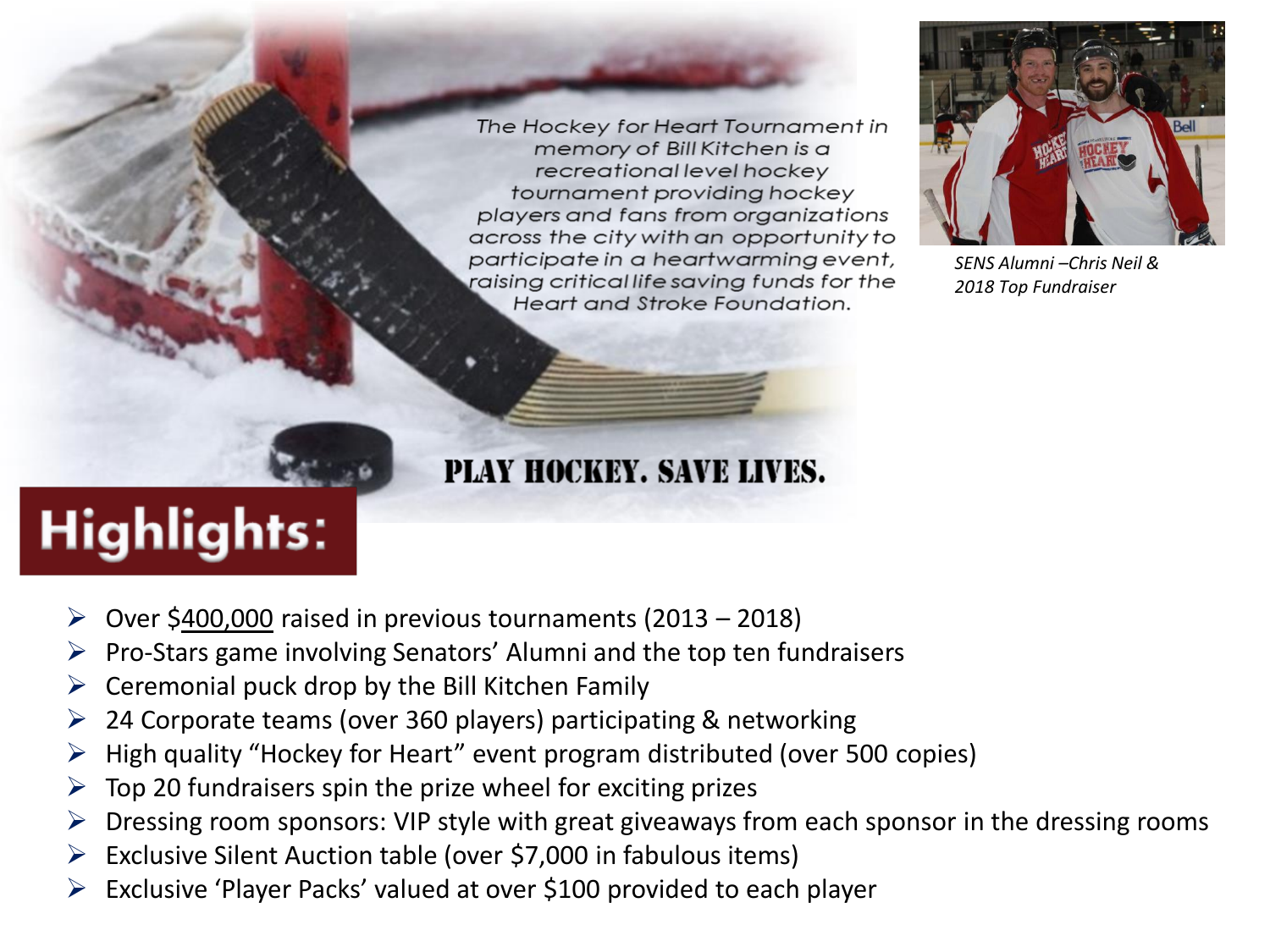The Hockey for Heart Tournament in memory of Bill Kitchen is a recreational level hockey tournament providing hockey players and fans from organizations across the city with an opportunity to participate in a heartwarming event, raising critical life saving funds for the Heart and Stroke Foundation.

*SENS Alumni –Chris Neil & 2018 Top Fundraiser*

**PLAY HOCKEY. SAVE LIVES.**

# Highlights:

- Over $400,000 raised in previous tournaments (2013 – 2018)
- Pro-Stars game involving Senators' Alumni and the top ten fundraisers
- Ceremonial puck drop by the Bill Kitchen Family
- 24 Corporate teams (over 360 players) participating & networking
- High quality "Hockey for Heart" event program distributed (over 500 copies)
- Top 20 fundraisers spin the prize wheel for exciting prizes
- Dressing room sponsors: VIP style with great giveaways from each sponsor in the dressing rooms
- Exclusive Silent Auction table (over $7,000 in fabulous items)
- Exclusive 'Player Packs' valued at over $100 provided to each player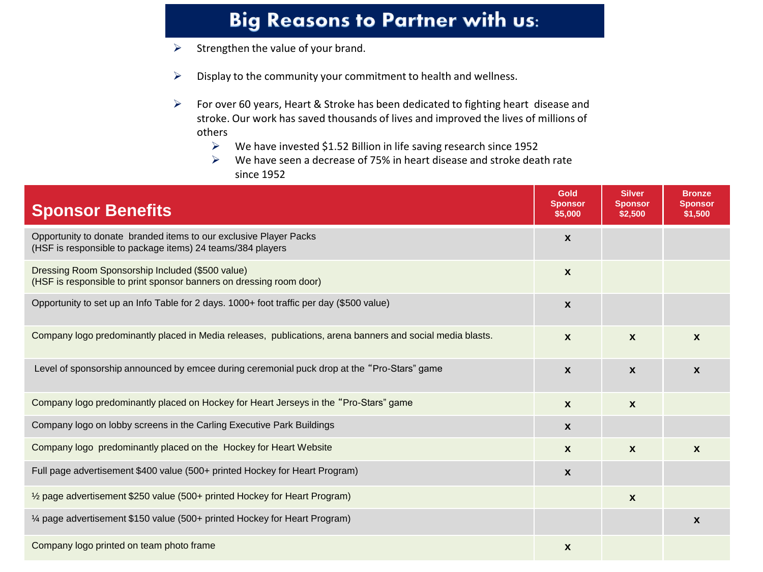# Big Reasons to Partner with us:

- Strengthen the value of your brand.
- Display to the community your commitment to health and wellness.
- For over 60 years, Heart & Stroke has been dedicated to fighting heart disease and stroke. Our work has saved thousands of lives and improved the lives of millions of others
  - We have invested $1.52 Billion in life saving research since 1952
  - We have seen a decrease of 75% in heart disease and stroke death rate since 1952

| Sponsor Benefits | Gold Sponsor $5,000 | Silver Sponsor $2,500 | Bronze Sponsor $1,500 |
|---|---|---|---|
| Opportunity to donate branded items to our exclusive Player Packs (HSF is responsible to package items) 24 teams/384 players | x | | |
| Dressing Room Sponsorship Included ($500 value) (HSF is responsible to print sponsor banners on dressing room door) | x | | |
| Opportunity to set up an Info Table for 2 days. 1000+ foot traffic per day ($500 value) | x | | |
| Company logo predominantly placed in Media releases, publications, arena banners and social media blasts. | x | x | x |
| Level of sponsorship announced by emcee during ceremonial puck drop at the "Pro-Stars" game | x | x | x |
| Company logo predominantly placed on Hockey for Heart Jerseys in the "Pro-Stars" game | x | x | |
| Company logo on lobby screens in the Carling Executive Park Buildings | x | | |
| Company logo predominantly placed on the Hockey for Heart Website | x | x | x |
| Full page advertisement $400 value (500+ printed Hockey for Heart Program) | x | | |
| ½ page advertisement $250 value (500+ printed Hockey for Heart Program) | | x | |
| ¼ page advertisement $150 value (500+ printed Hockey for Heart Program) | | | x |
| Company logo printed on team photo frame | x | | |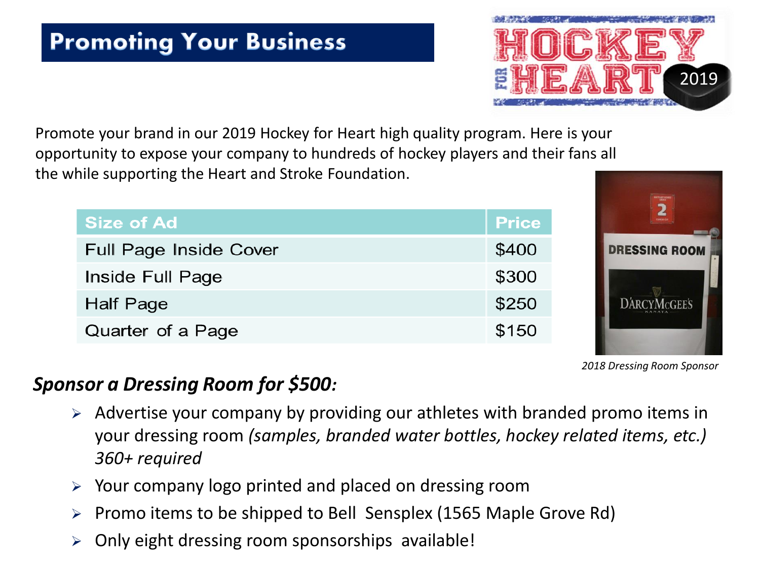# Promoting Your Business

Promote your brand in our 2019 Hockey for Heart high quality program. Here is your opportunity to expose your company to hundreds of hockey players and their fans all the while supporting the Heart and Stroke Foundation.

| Size of Ad | Price |
|---|---|
| Full Page Inside Cover | $400 |
| Inside Full Page | $300 |
| Half Page | $250 |
| Quarter of a Page | $150 |

*2018 Dressing Room Sponsor*

## *Sponsor a Dressing Room for $500:*

- Advertise your company by providing our athletes with branded promo items in your dressing room *(samples, branded water bottles, hockey related items, etc.) 360+ required*
- Your company logo printed and placed on dressing room
- Promo items to be shipped to Bell Sensplex (1565 Maple Grove Rd)
- Only eight dressing room sponsorships available!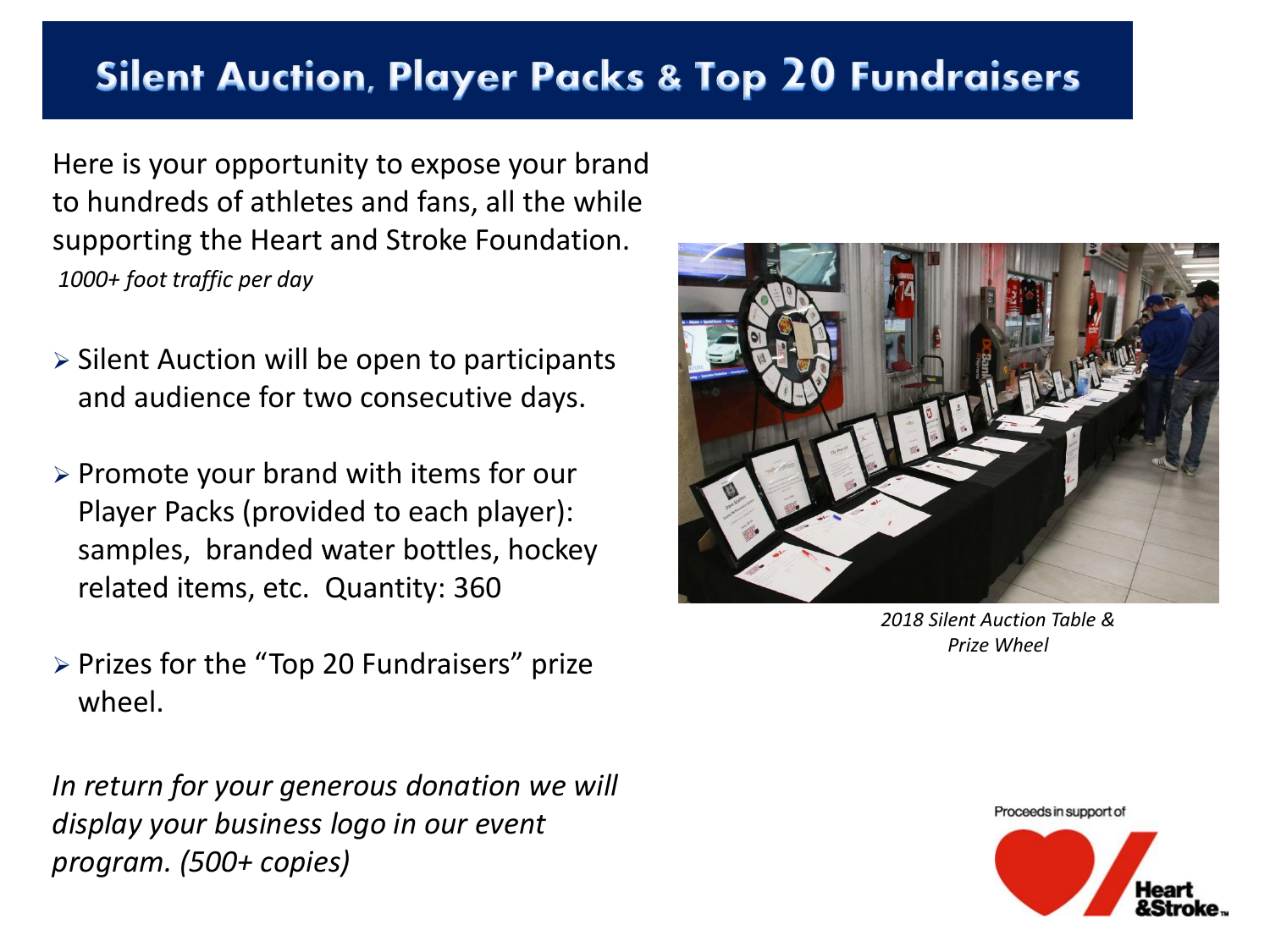# Silent Auction, Player Packs & Top 20 Fundraisers

Here is your opportunity to expose your brand to hundreds of athletes and fans, all the while supporting the Heart and Stroke Foundation.
*1000+ foot traffic per day*

- Silent Auction will be open to participants and audience for two consecutive days.
- Promote your brand with items for our Player Packs (provided to each player): samples, branded water bottles, hockey related items, etc. Quantity: 360
- Prizes for the "Top 20 Fundraisers" prize wheel.

*In return for your generous donation we will display your business logo in our event program. (500+ copies)*

*2018 Silent Auction Table & Prize Wheel*

Proceeds in support of

Heart &Stroke™